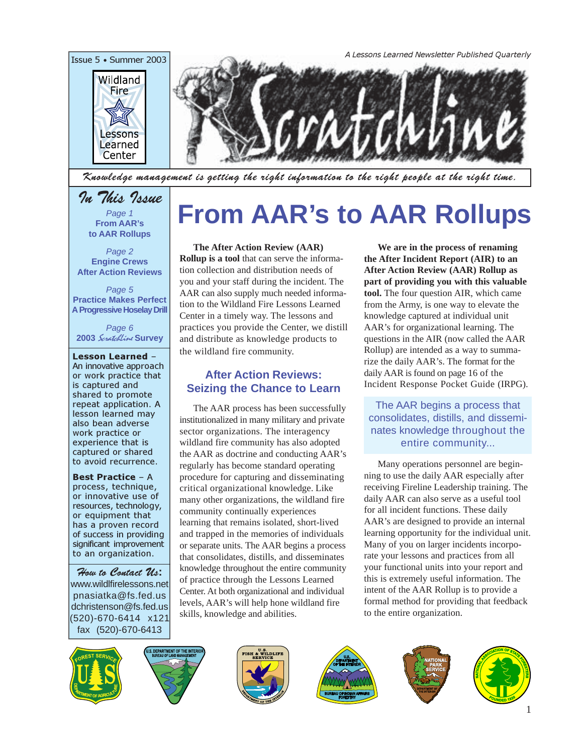Issue 5 • Summer 2003

Wildland Fire Lessons Learned Center

*A Lessons Learned Newsletter Published Quarterly*

# Scratchline

*Knowledge management is getting the right information to the right people at the right time.*

## In This Issue

*Page 1*
**From AAR's to AAR Rollups**

*Page 2*
**Engine Crews After Action Reviews**

*Page 5*
**Practice Makes Perfect A Progressive Hoselay Drill**

*Page 6*
**2003 Scratchline Survey**

**Lesson Learned** – An innovative approach or work practice that is captured and shared to promote repeat application. A lesson learned may also bean adverse work practice or experience that is captured or shared to avoid recurrence.

**Best Practice** – A process, technique, or innovative use of resources, technology, or equipment that has a proven record of success in providing significant improvement to an organization.

**How to Contact Us:**
www.wildlfirelessons.net
pnasiatka@fs.fed.us
dchristenson@fs.fed.us
(520)-670-6414 x121
fax (520)-670-6413

# From AAR's to AAR Rollups

**The After Action Review (AAR) Rollup is a tool** that can serve the information collection and distribution needs of you and your staff during the incident. The AAR can also supply much needed information to the Wildland Fire Lessons Learned Center in a timely way. The lessons and practices you provide the Center, we distill and distribute as knowledge products to the wildland fire community.

## After Action Reviews: Seizing the Chance to Learn

The AAR process has been successfully institutionalized in many military and private sector organizations. The interagency wildland fire community has also adopted the AAR as doctrine and conducting AAR's regularly has become standard operating procedure for capturing and disseminating critical organizational knowledge. Like many other organizations, the wildland fire community continually experiences learning that remains isolated, short-lived and trapped in the memories of individuals or separate units. The AAR begins a process that consolidates, distills, and disseminates knowledge throughout the entire community of practice through the Lessons Learned Center. At both organizational and individual levels, AAR's will help hone wildland fire skills, knowledge and abilities.

**We are in the process of renaming the After Incident Report (AIR) to an After Action Review (AAR) Rollup as part of providing you with this valuable tool.** The four question AIR, which came from the Army, is one way to elevate the knowledge captured at individual unit AAR's for organizational learning. The questions in the AIR (now called the AAR Rollup) are intended as a way to summarize the daily AAR's. The format for the daily AAR is found on page 16 of the Incident Response Pocket Guide (IRPG).

> The AAR begins a process that consolidates, distills, and disseminates knowledge throughout the entire community...

Many operations personnel are beginning to use the daily AAR especially after receiving Fireline Leadership training. The daily AAR can also serve as a useful tool for all incident functions. These daily AAR's are designed to provide an internal learning opportunity for the individual unit. Many of you on larger incidents incorporate your lessons and practices from all your functional units into your report and this is extremely useful information. The intent of the AAR Rollup is to provide a formal method for providing that feedback to the entire organization.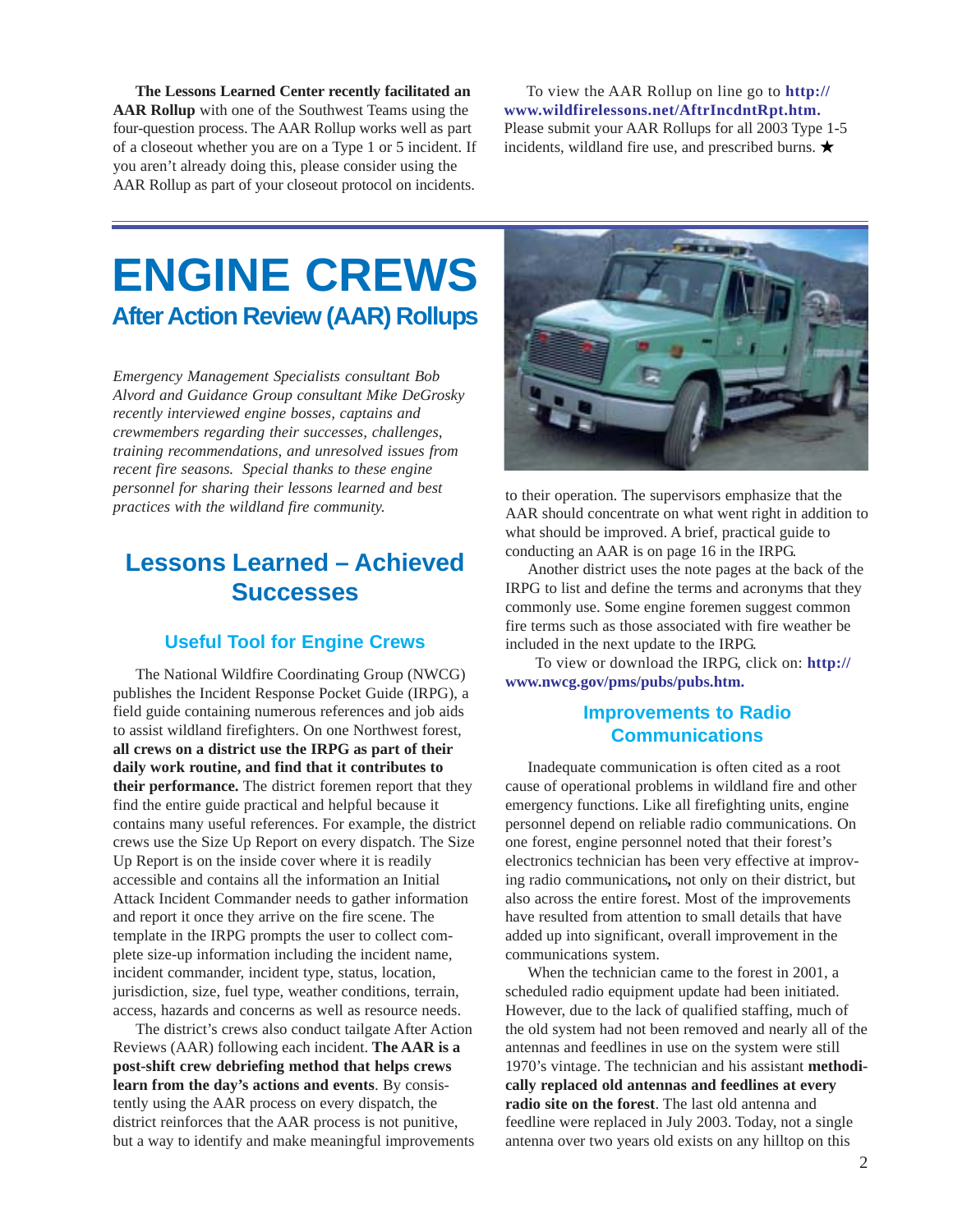**The Lessons Learned Center recently facilitated an AAR Rollup** with one of the Southwest Teams using the four-question process. The AAR Rollup works well as part of a closeout whether you are on a Type 1 or 5 incident. If you aren't already doing this, please consider using the AAR Rollup as part of your closeout protocol on incidents.

To view the AAR Rollup on line go to **http://www.wildfirelessons.net/AftrIncdntRpt.htm.** Please submit your AAR Rollups for all 2003 Type 1-5 incidents, wildland fire use, and prescribed burns. ★

# ENGINE CREWS

## After Action Review (AAR) Rollups

*Emergency Management Specialists consultant Bob Alvord and Guidance Group consultant Mike DeGrosky recently interviewed engine bosses, captains and crewmembers regarding their successes, challenges, training recommendations, and unresolved issues from recent fire seasons. Special thanks to these engine personnel for sharing their lessons learned and best practices with the wildland fire community.*

## Lessons Learned – Achieved Successes

### Useful Tool for Engine Crews

The National Wildfire Coordinating Group (NWCG) publishes the Incident Response Pocket Guide (IRPG), a field guide containing numerous references and job aids to assist wildland firefighters. On one Northwest forest, **all crews on a district use the IRPG as part of their daily work routine, and find that it contributes to their performance.** The district foremen report that they find the entire guide practical and helpful because it contains many useful references. For example, the district crews use the Size Up Report on every dispatch. The Size Up Report is on the inside cover where it is readily accessible and contains all the information an Initial Attack Incident Commander needs to gather information and report it once they arrive on the fire scene. The template in the IRPG prompts the user to collect complete size-up information including the incident name, incident commander, incident type, status, location, jurisdiction, size, fuel type, weather conditions, terrain, access, hazards and concerns as well as resource needs.

The district's crews also conduct tailgate After Action Reviews (AAR) following each incident. **The AAR is a post-shift crew debriefing method that helps crews learn from the day's actions and events**. By consistently using the AAR process on every dispatch, the district reinforces that the AAR process is not punitive, but a way to identify and make meaningful improvements to their operation. The supervisors emphasize that the AAR should concentrate on what went right in addition to what should be improved. A brief, practical guide to conducting an AAR is on page 16 in the IRPG.

Another district uses the note pages at the back of the IRPG to list and define the terms and acronyms that they commonly use. Some engine foremen suggest common fire terms such as those associated with fire weather be included in the next update to the IRPG.

To view or download the IRPG, click on: **http://www.nwcg.gov/pms/pubs/pubs.htm.**

### Improvements to Radio Communications

Inadequate communication is often cited as a root cause of operational problems in wildland fire and other emergency functions. Like all firefighting units, engine personnel depend on reliable radio communications. On one forest, engine personnel noted that their forest's electronics technician has been very effective at improving radio communications**,** not only on their district, but also across the entire forest. Most of the improvements have resulted from attention to small details that have added up into significant, overall improvement in the communications system.

When the technician came to the forest in 2001, a scheduled radio equipment update had been initiated. However, due to the lack of qualified staffing, much of the old system had not been removed and nearly all of the antennas and feedlines in use on the system were still 1970's vintage. The technician and his assistant **methodically replaced old antennas and feedlines at every radio site on the forest**. The last old antenna and feedline were replaced in July 2003. Today, not a single antenna over two years old exists on any hilltop on this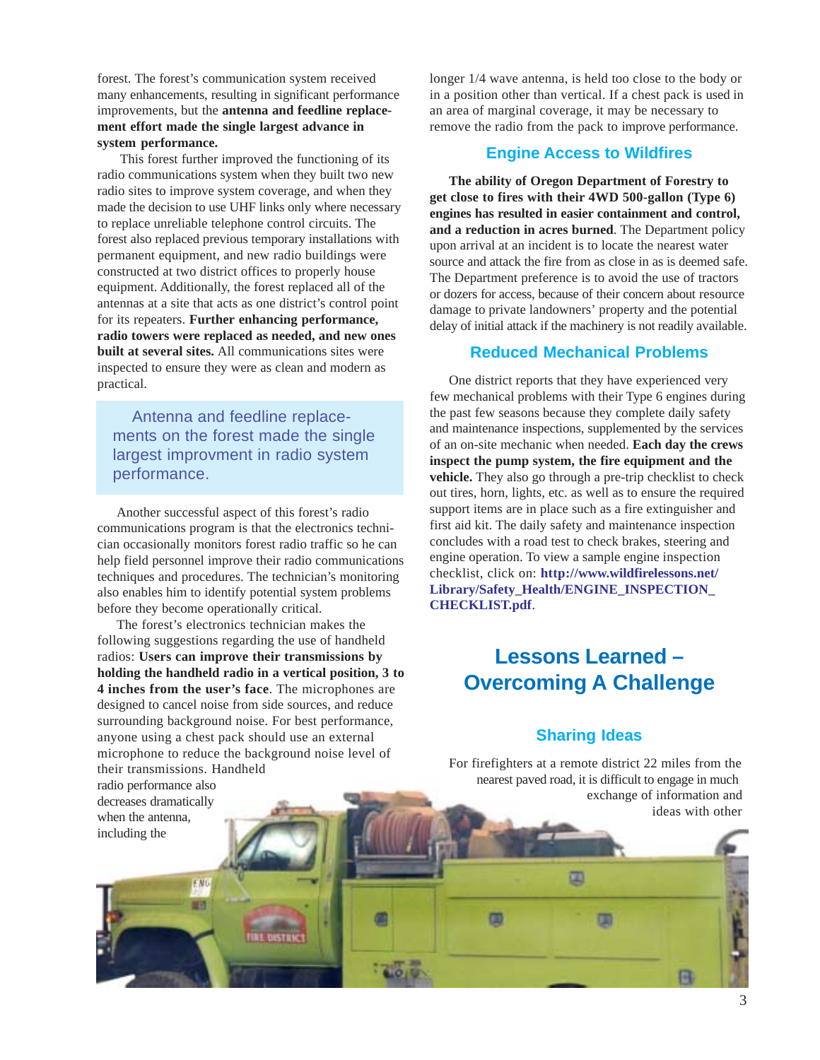forest. The forest's communication system received many enhancements, resulting in significant performance improvements, but the **antenna and feedline replacement effort made the single largest advance in system performance.**

This forest further improved the functioning of its radio communications system when they built two new radio sites to improve system coverage, and when they made the decision to use UHF links only where necessary to replace unreliable telephone control circuits. The forest also replaced previous temporary installations with permanent equipment, and new radio buildings were constructed at two district offices to properly house equipment. Additionally, the forest replaced all of the antennas at a site that acts as one district's control point for its repeaters. **Further enhancing performance, radio towers were replaced as needed, and new ones built at several sites.** All communications sites were inspected to ensure they were as clean and modern as practical.

> Antenna and feedline replacements on the forest made the single largest improvment in radio system performance.

Another successful aspect of this forest's radio communications program is that the electronics technician occasionally monitors forest radio traffic so he can help field personnel improve their radio communications techniques and procedures. The technician's monitoring also enables him to identify potential system problems before they become operationally critical.

The forest's electronics technician makes the following suggestions regarding the use of handheld radios: **Users can improve their transmissions by holding the handheld radio in a vertical position, 3 to 4 inches from the user's face**. The microphones are designed to cancel noise from side sources, and reduce surrounding background noise. For best performance, anyone using a chest pack should use an external microphone to reduce the background noise level of their transmissions. Handheld radio performance also decreases dramatically when the antenna, including the longer 1/4 wave antenna, is held too close to the body or in a position other than vertical. If a chest pack is used in an area of marginal coverage, it may be necessary to remove the radio from the pack to improve performance.

### Engine Access to Wildfires

**The ability of Oregon Department of Forestry to get close to fires with their 4WD 500-gallon (Type 6) engines has resulted in easier containment and control, and a reduction in acres burned**. The Department policy upon arrival at an incident is to locate the nearest water source and attack the fire from as close in as is deemed safe. The Department preference is to avoid the use of tractors or dozers for access, because of their concern about resource damage to private landowners' property and the potential delay of initial attack if the machinery is not readily available.

### Reduced Mechanical Problems

One district reports that they have experienced very few mechanical problems with their Type 6 engines during the past few seasons because they complete daily safety and maintenance inspections, supplemented by the services of an on-site mechanic when needed. **Each day the crews inspect the pump system, the fire equipment and the vehicle.** They also go through a pre-trip checklist to check out tires, horn, lights, etc. as well as to ensure the required support items are in place such as a fire extinguisher and first aid kit. The daily safety and maintenance inspection concludes with a road test to check brakes, steering and engine operation. To view a sample engine inspection checklist, click on: **http://www.wildfirelessons.net/Library/Safety_Health/ENGINE_INSPECTION_CHECKLIST.pdf**.

## Lessons Learned – Overcoming A Challenge

### Sharing Ideas

For firefighters at a remote district 22 miles from the nearest paved road, it is difficult to engage in much exchange of information and ideas with other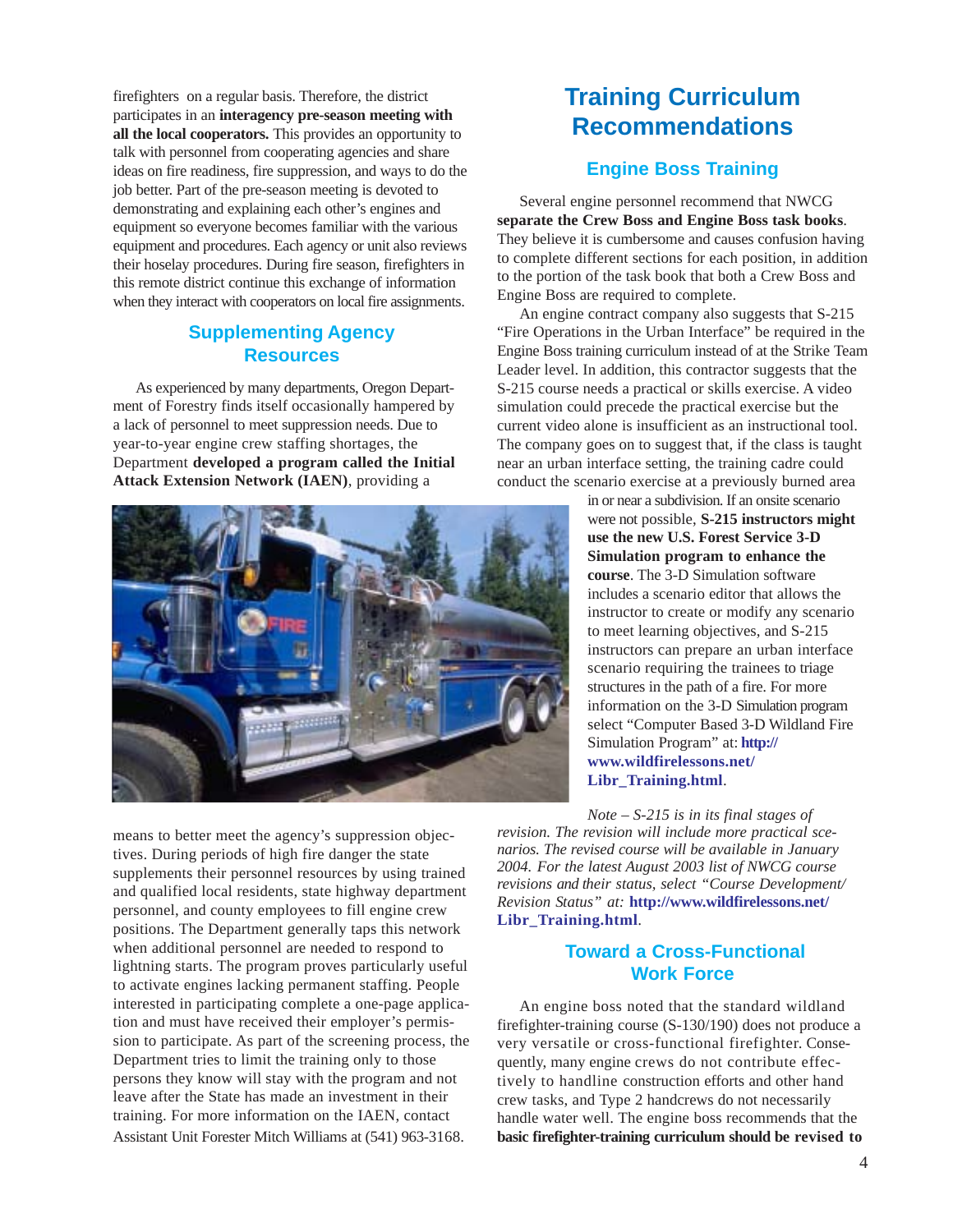firefighters on a regular basis. Therefore, the district participates in an **interagency pre-season meeting with all the local cooperators.** This provides an opportunity to talk with personnel from cooperating agencies and share ideas on fire readiness, fire suppression, and ways to do the job better. Part of the pre-season meeting is devoted to demonstrating and explaining each other's engines and equipment so everyone becomes familiar with the various equipment and procedures. Each agency or unit also reviews their hoselay procedures. During fire season, firefighters in this remote district continue this exchange of information when they interact with cooperators on local fire assignments.

## Supplementing Agency Resources

As experienced by many departments, Oregon Department of Forestry finds itself occasionally hampered by a lack of personnel to meet suppression needs. Due to year-to-year engine crew staffing shortages, the Department **developed a program called the Initial Attack Extension Network (IAEN)**, providing a means to better meet the agency's suppression objectives. During periods of high fire danger the state supplements their personnel resources by using trained and qualified local residents, state highway department personnel, and county employees to fill engine crew positions. The Department generally taps this network when additional personnel are needed to respond to lightning starts. The program proves particularly useful to activate engines lacking permanent staffing. People interested in participating complete a one-page application and must have received their employer's permission to participate. As part of the screening process, the Department tries to limit the training only to those persons they know will stay with the program and not leave after the State has made an investment in their training. For more information on the IAEN, contact Assistant Unit Forester Mitch Williams at (541) 963-3168.

# Training Curriculum Recommendations

## Engine Boss Training

Several engine personnel recommend that NWCG **separate the Crew Boss and Engine Boss task books**. They believe it is cumbersome and causes confusion having to complete different sections for each position, in addition to the portion of the task book that both a Crew Boss and Engine Boss are required to complete.

An engine contract company also suggests that S-215 "Fire Operations in the Urban Interface" be required in the Engine Boss training curriculum instead of at the Strike Team Leader level. In addition, this contractor suggests that the S-215 course needs a practical or skills exercise. A video simulation could precede the practical exercise but the current video alone is insufficient as an instructional tool. The company goes on to suggest that, if the class is taught near an urban interface setting, the training cadre could conduct the scenario exercise at a previously burned area in or near a subdivision. If an onsite scenario were not possible, **S-215 instructors might use the new U.S. Forest Service 3-D Simulation program to enhance the course**. The 3-D Simulation software includes a scenario editor that allows the instructor to create or modify any scenario to meet learning objectives, and S-215 instructors can prepare an urban interface scenario requiring the trainees to triage structures in the path of a fire. For more information on the 3-D Simulation program select "Computer Based 3-D Wildland Fire Simulation Program" at: **http://www.wildfirelessons.net/Libr_Training.html**.

*Note – S-215 is in its final stages of revision. The revision will include more practical scenarios. The revised course will be available in January 2004. For the latest August 2003 list of NWCG course revisions and their status, select "Course Development/Revision Status" at:* **http://www.wildfirelessons.net/Libr_Training.html**.

## Toward a Cross-Functional Work Force

An engine boss noted that the standard wildland firefighter-training course (S-130/190) does not produce a very versatile or cross-functional firefighter. Consequently, many engine crews do not contribute effectively to handline construction efforts and other hand crew tasks, and Type 2 handcrews do not necessarily handle water well. The engine boss recommends that the **basic firefighter-training curriculum should be revised to**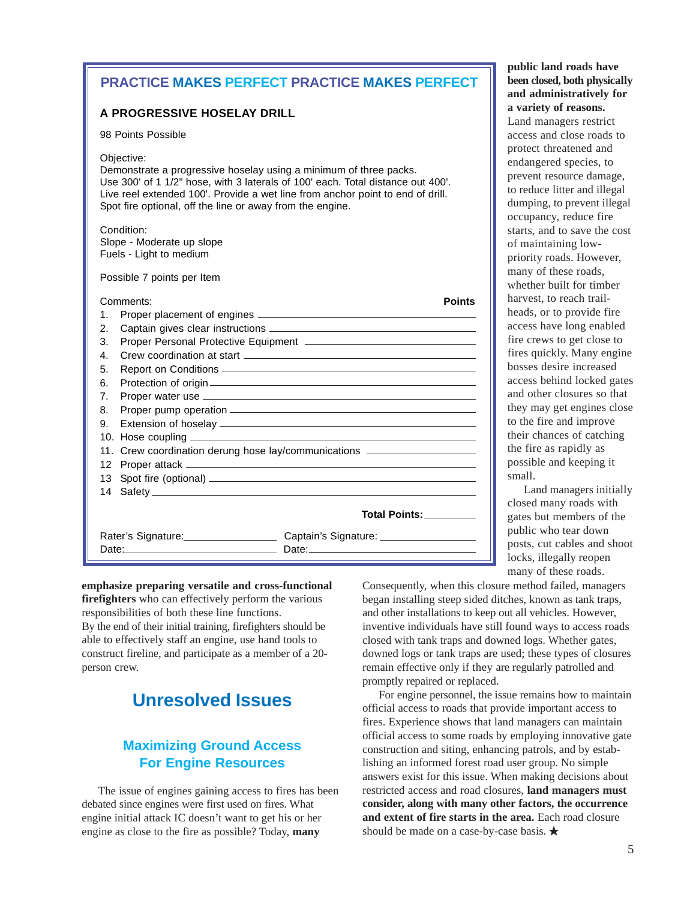## PRACTICE MAKES PERFECT PRACTICE MAKES PERFECT

### A PROGRESSIVE HOSELAY DRILL

98 Points Possible

Objective:
Demonstrate a progressive hoselay using a minimum of three packs.
Use 300' of 1 1/2" hose, with 3 laterals of 100' each. Total distance out 400'.
Live reel extended 100'. Provide a wet line from anchor point to end of drill.
Spot fire optional, off the line or away from the engine.

Condition:
Slope - Moderate up slope
Fuels - Light to medium

Possible 7 points per Item

| Comments: | Points |
|---|---|
| 1. Proper placement of engines | ______ |
| 2. Captain gives clear instructions | ______ |
| 3. Proper Personal Protective Equipment | ______ |
| 4. Crew coordination at start | ______ |
| 5. Report on Conditions | ______ |
| 6. Protection of origin | ______ |
| 7. Proper water use | ______ |
| 8. Proper pump operation | ______ |
| 9. Extension of hoselay | ______ |
| 10. Hose coupling | ______ |
| 11. Crew coordination derung hose lay/communications | ______ |
| 12 Proper attack | ______ |
| 13 Spot fire (optional) | ______ |
| 14 Safety | ______ |

**Total Points:** ______

Rater's Signature: ______ Captain's Signature: ______
Date: ______ Date: ______

**emphasize preparing versatile and cross-functional firefighters** who can effectively perform the various responsibilities of both these line functions.
By the end of their initial training, firefighters should be able to effectively staff an engine, use hand tools to construct fireline, and participate as a member of a 20-person crew.

# Unresolved Issues

## Maximizing Ground Access For Engine Resources

The issue of engines gaining access to fires has been debated since engines were first used on fires. What engine initial attack IC doesn't want to get his or her engine as close to the fire as possible? Today, **many public land roads have been closed, both physically and administratively for a variety of reasons.** Land managers restrict access and close roads to protect threatened and endangered species, to prevent resource damage, to reduce litter and illegal dumping, to prevent illegal occupancy, reduce fire starts, and to save the cost of maintaining low-priority roads. However, many of these roads, whether built for timber harvest, to reach trail-heads, or to provide fire access have long enabled fire crews to get close to fires quickly. Many engine bosses desire increased access behind locked gates and other closures so that they may get engines close to the fire and improve their chances of catching the fire as rapidly as possible and keeping it small.

Land managers initially closed many roads with gates but members of the public who tear down posts, cut cables and shoot locks, illegally reopen many of these roads. Consequently, when this closure method failed, managers began installing steep sided ditches, known as tank traps, and other installations to keep out all vehicles. However, inventive individuals have still found ways to access roads closed with tank traps and downed logs. Whether gates, downed logs or tank traps are used; these types of closures remain effective only if they are regularly patrolled and promptly repaired or replaced.

For engine personnel, the issue remains how to maintain official access to roads that provide important access to fires. Experience shows that land managers can maintain official access to some roads by employing innovative gate construction and siting, enhancing patrols, and by establishing an informed forest road user group. No simple answers exist for this issue. When making decisions about restricted access and road closures, **land managers must consider, along with many other factors, the occurrence and extent of fire starts in the area.** Each road closure should be made on a case-by-case basis. ★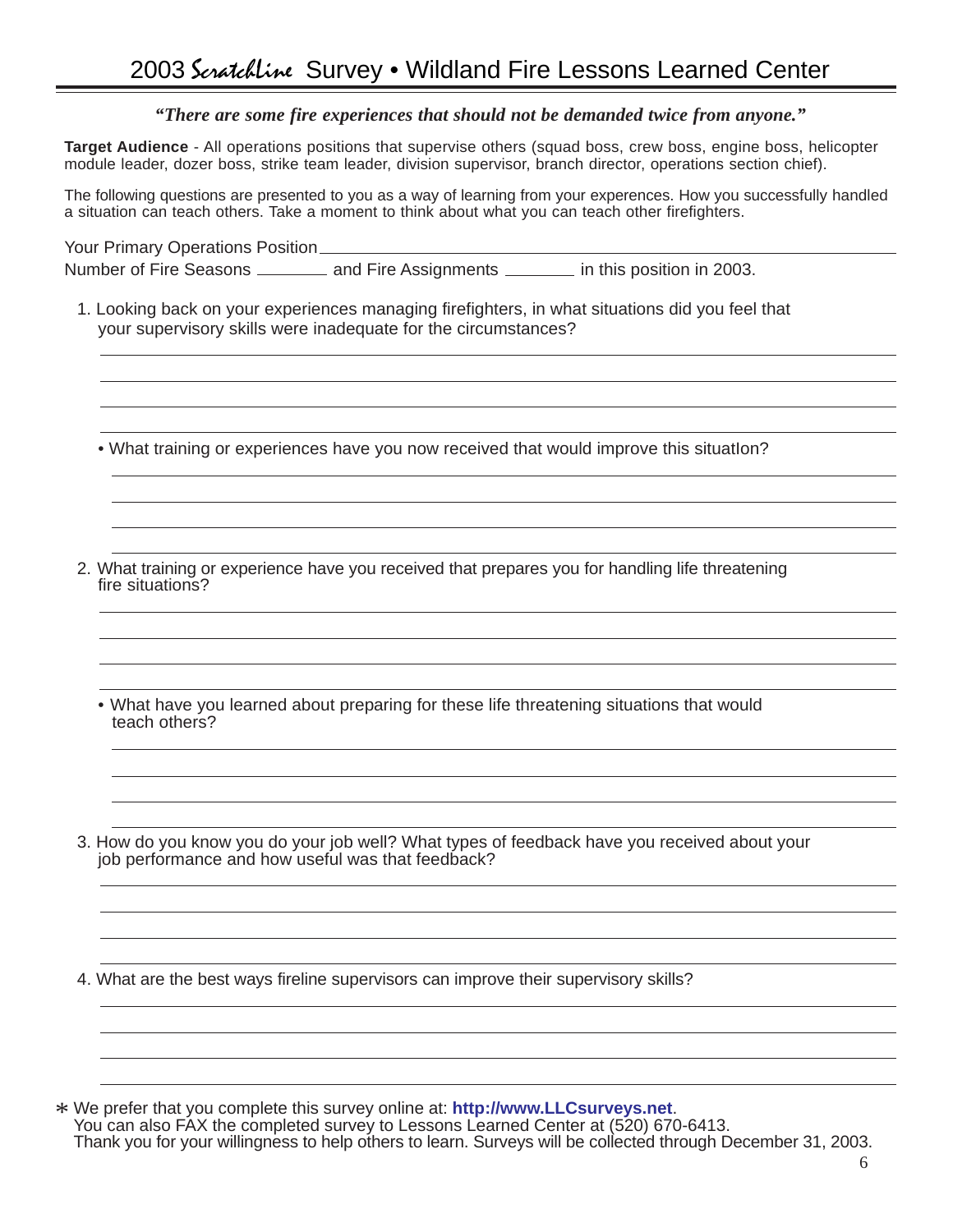# 2003 Scratchline Survey • Wildland Fire Lessons Learned Center

***"There are some fire experiences that should not be demanded twice from anyone."***

**Target Audience** - All operations positions that supervise others (squad boss, crew boss, engine boss, helicopter module leader, dozer boss, strike team leader, division supervisor, branch director, operations section chief).

The following questions are presented to you as a way of learning from your experences. How you successfully handled a situation can teach others. Take a moment to think about what you can teach other firefighters.

Your Primary Operations Position ____________________

Number of Fire Seasons ________ and Fire Assignments ________ in this position in 2003.

1. Looking back on your experiences managing firefighters, in what situations did you feel that your supervisory skills were inadequate for the circumstances?

   • What training or experiences have you now received that would improve this situatIon?

2. What training or experience have you received that prepares you for handling life threatening fire situations?

   • What have you learned about preparing for these life threatening situations that would teach others?

3. How do you know you do your job well? What types of feedback have you received about your job performance and how useful was that feedback?

4. What are the best ways fireline supervisors can improve their supervisory skills?

∗ We prefer that you complete this survey online at: **http://www.LLCsurveys.net**.
You can also FAX the completed survey to Lessons Learned Center at (520) 670-6413.
Thank you for your willingness to help others to learn. Surveys will be collected through December 31, 2003.